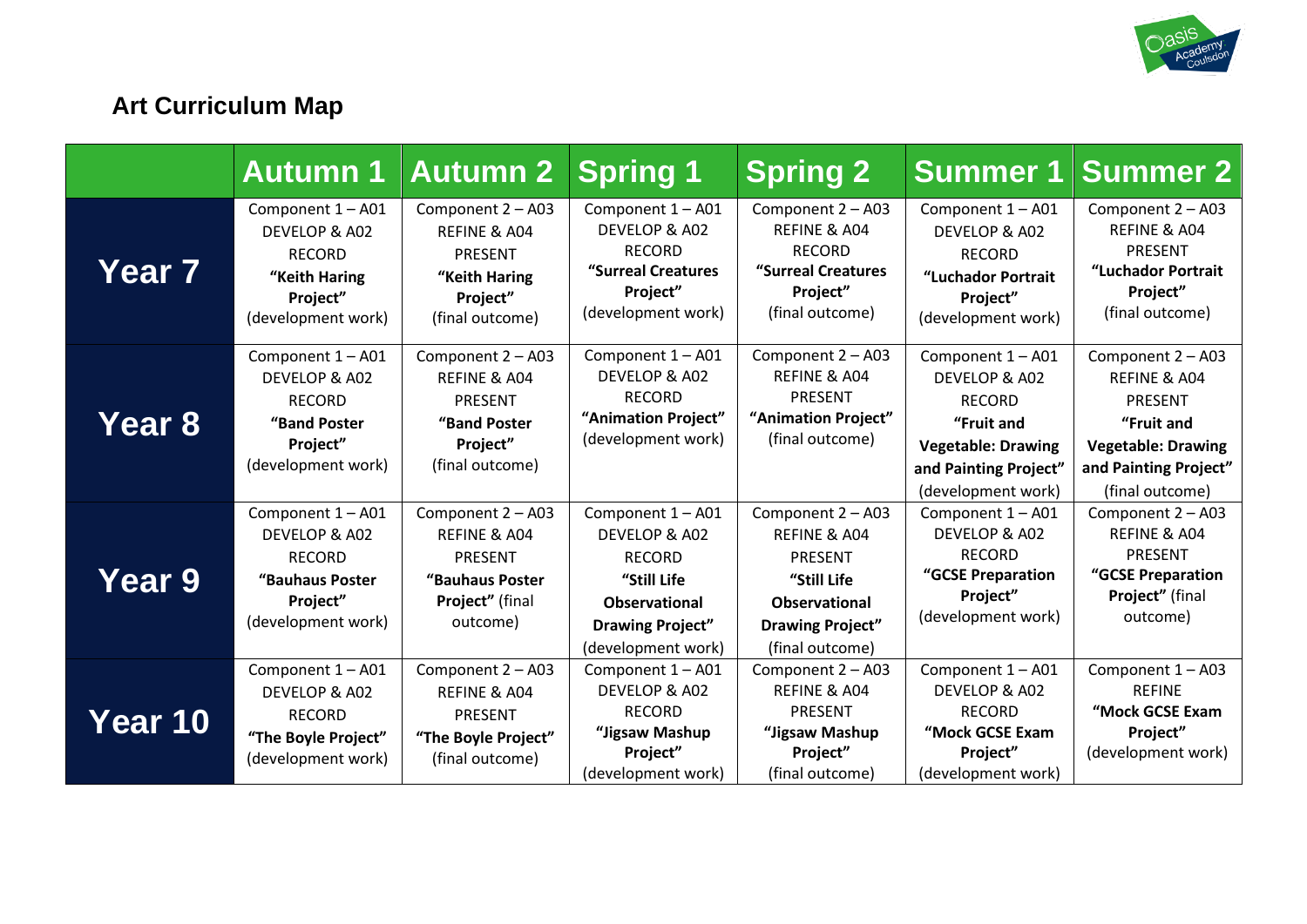# Art Curriculum Map

| | Autumn 1 | Autumn 2 | Spring 1 | Spring 2 | Summer 1 | Summer 2 |
|---|---|---|---|---|---|---|
| **Year 7** | Component 1 – A01 DEVELOP & A02 RECORD **"Keith Haring Project"** (development work) | Component 2 – A03 REFINE & A04 PRESENT **"Keith Haring Project"** (final outcome) | Component 1 – A01 DEVELOP & A02 RECORD **"Surreal Creatures Project"** (development work) | Component 2 – A03 REFINE & A04 RECORD **"Surreal Creatures Project"** (final outcome) | Component 1 – A01 DEVELOP & A02 RECORD **"Luchador Portrait Project"** (development work) | Component 2 – A03 REFINE & A04 PRESENT **"Luchador Portrait Project"** (final outcome) |
| **Year 8** | Component 1 – A01 DEVELOP & A02 RECORD **"Band Poster Project"** (development work) | Component 2 – A03 REFINE & A04 PRESENT **"Band Poster Project"** (final outcome) | Component 1 – A01 DEVELOP & A02 RECORD **"Animation Project"** (development work) | Component 2 – A03 REFINE & A04 PRESENT **"Animation Project"** (final outcome) | Component 1 – A01 DEVELOP & A02 RECORD **"Fruit and Vegetable: Drawing and Painting Project"** (development work) | Component 2 – A03 REFINE & A04 PRESENT **"Fruit and Vegetable: Drawing and Painting Project"** (final outcome) |
| **Year 9** | Component 1 – A01 DEVELOP & A02 RECORD **"Bauhaus Poster Project"** (development work) | Component 2 – A03 REFINE & A04 PRESENT **"Bauhaus Poster Project"** (final outcome) | Component 1 – A01 DEVELOP & A02 RECORD **"Still Life Observational Drawing Project"** (development work) | Component 2 – A03 REFINE & A04 PRESENT **"Still Life Observational Drawing Project"** (final outcome) | Component 1 – A01 DEVELOP & A02 RECORD **"GCSE Preparation Project"** (development work) | Component 2 – A03 REFINE & A04 PRESENT **"GCSE Preparation Project"** (final outcome) |
| **Year 10** | Component 1 – A01 DEVELOP & A02 RECORD **"The Boyle Project"** (development work) | Component 2 – A03 REFINE & A04 PRESENT **"The Boyle Project"** (final outcome) | Component 1 – A01 DEVELOP & A02 RECORD **"Jigsaw Mashup Project"** (development work) | Component 2 – A03 REFINE & A04 PRESENT **"Jigsaw Mashup Project"** (final outcome) | Component 1 – A01 DEVELOP & A02 RECORD **"Mock GCSE Exam Project"** (development work) | Component 1 – A03 REFINE **"Mock GCSE Exam Project"** (development work) |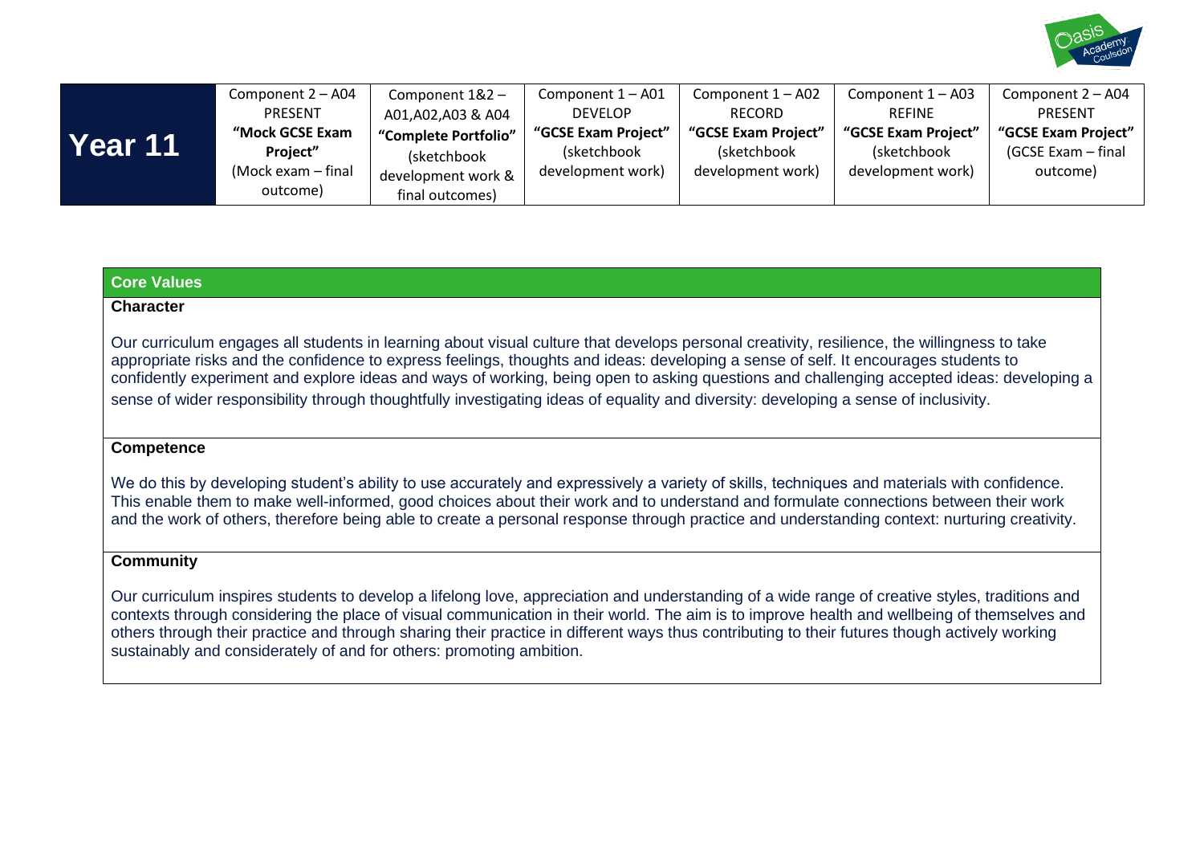| | | | | | | |
|---|---|---|---|---|---|---|
| **Year 11** | Component 2 – A04 PRESENT **"Mock GCSE Exam Project"** (Mock exam – final outcome) | Component 1&2 – A01,A02,A03 & A04 **"Complete Portfolio"** (sketchbook development work & final outcomes) | Component 1 – A01 DEVELOP **"GCSE Exam Project"** (sketchbook development work) | Component 1 – A02 RECORD **"GCSE Exam Project"** (sketchbook development work) | Component 1 – A03 REFINE **"GCSE Exam Project"** (sketchbook development work) | Component 2 – A04 PRESENT **"GCSE Exam Project"** (GCSE Exam – final outcome) |

## Core Values

### Character

Our curriculum engages all students in learning about visual culture that develops personal creativity, resilience, the willingness to take appropriate risks and the confidence to express feelings, thoughts and ideas: developing a sense of self. It encourages students to confidently experiment and explore ideas and ways of working, being open to asking questions and challenging accepted ideas: developing a sense of wider responsibility through thoughtfully investigating ideas of equality and diversity: developing a sense of inclusivity.

### Competence

We do this by developing student's ability to use accurately and expressively a variety of skills, techniques and materials with confidence. This enable them to make well-informed, good choices about their work and to understand and formulate connections between their work and the work of others, therefore being able to create a personal response through practice and understanding context: nurturing creativity.

### Community

Our curriculum inspires students to develop a lifelong love, appreciation and understanding of a wide range of creative styles, traditions and contexts through considering the place of visual communication in their world. The aim is to improve health and wellbeing of themselves and others through their practice and through sharing their practice in different ways thus contributing to their futures though actively working sustainably and considerately of and for others: promoting ambition.